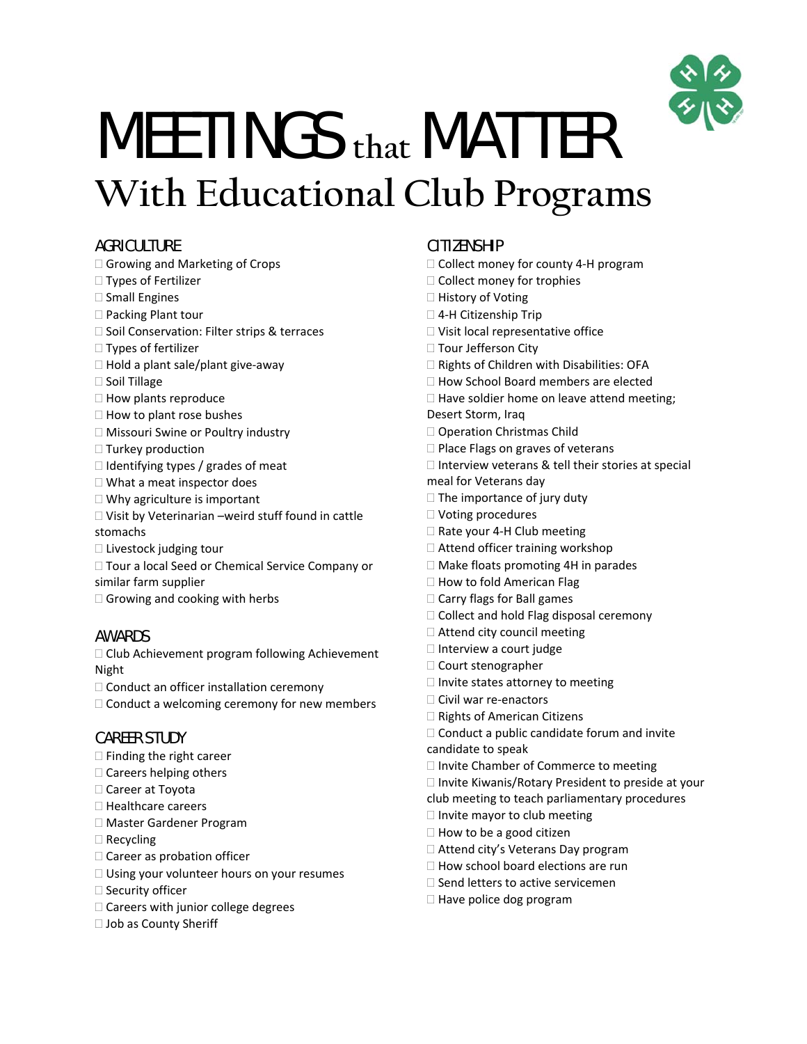# MEETINGS that MATTER

## With Educational Club Programs

### AGRICULTURE

- Growing and Marketing of Crops
- Types of Fertilizer
- Small Engines
- Packing Plant tour
- Soil Conservation: Filter strips & terraces
- Types of fertilizer
- Hold a plant sale/plant give-away
- Soil Tillage
- How plants reproduce
- How to plant rose bushes
- Missouri Swine or Poultry industry
- Turkey production
- Identifying types / grades of meat
- What a meat inspector does
- Why agriculture is important
- Visit by Veterinarian –weird stuff found in cattle stomachs
- Livestock judging tour
- Tour a local Seed or Chemical Service Company or similar farm supplier
- Growing and cooking with herbs

### AWARDS

- Club Achievement program following Achievement Night
- Conduct an officer installation ceremony
- Conduct a welcoming ceremony for new members

### CAREER STUDY

- Finding the right career
- Careers helping others
- Career at Toyota
- Healthcare careers
- Master Gardener Program
- Recycling
- Career as probation officer
- Using your volunteer hours on your resumes
- Security officer
- Careers with junior college degrees
- Job as County Sheriff

### CITIZENSHIP

- Collect money for county 4-H program
- Collect money for trophies
- History of Voting
- 4-H Citizenship Trip
- Visit local representative office
- Tour Jefferson City
- Rights of Children with Disabilities: OFA
- How School Board members are elected
- Have soldier home on leave attend meeting; Desert Storm, Iraq
- Operation Christmas Child
- Place Flags on graves of veterans
- Interview veterans & tell their stories at special meal for Veterans day
- The importance of jury duty
- Voting procedures
- Rate your 4-H Club meeting
- Attend officer training workshop
- Make floats promoting 4H in parades
- How to fold American Flag
- Carry flags for Ball games
- Collect and hold Flag disposal ceremony
- Attend city council meeting
- Interview a court judge
- Court stenographer
- Invite states attorney to meeting
- Civil war re-enactors
- Rights of American Citizens
- Conduct a public candidate forum and invite candidate to speak
- Invite Chamber of Commerce to meeting
- Invite Kiwanis/Rotary President to preside at your club meeting to teach parliamentary procedures
- Invite mayor to club meeting
- How to be a good citizen
- Attend city's Veterans Day program
- How school board elections are run
- Send letters to active servicemen
- Have police dog program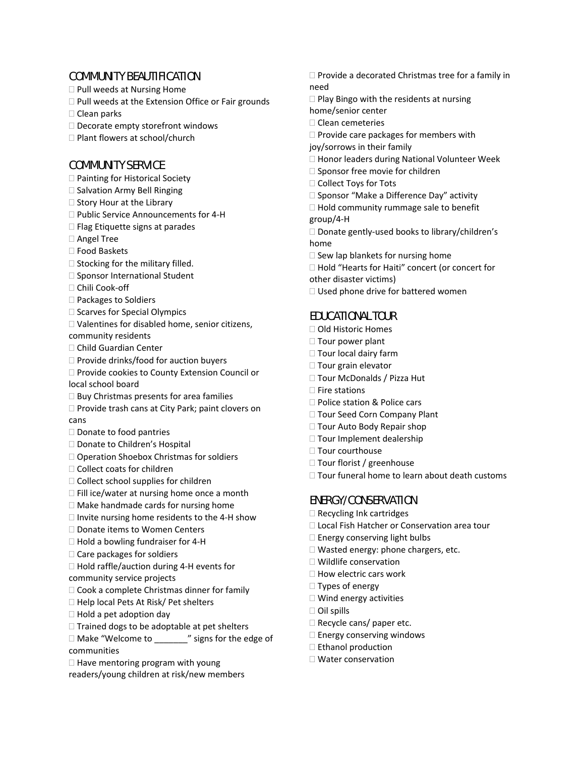## COMMUNITY BEAUTIFICATION

- Pull weeds at Nursing Home
- Pull weeds at the Extension Office or Fair grounds
- Clean parks
- Decorate empty storefront windows
- Plant flowers at school/church

## COMMUNITY SERVICE

- Painting for Historical Society
- Salvation Army Bell Ringing
- Story Hour at the Library
- Public Service Announcements for 4-H
- Flag Etiquette signs at parades
- Angel Tree
- Food Baskets
- Stocking for the military filled.
- Sponsor International Student
- Chili Cook-off
- Packages to Soldiers
- Scarves for Special Olympics
- Valentines for disabled home, senior citizens, community residents
- Child Guardian Center
- Provide drinks/food for auction buyers
- Provide cookies to County Extension Council or local school board
- Buy Christmas presents for area families
- Provide trash cans at City Park; paint clovers on cans
- Donate to food pantries
- Donate to Children's Hospital
- Operation Shoebox Christmas for soldiers
- Collect coats for children
- Collect school supplies for children
- Fill ice/water at nursing home once a month
- Make handmade cards for nursing home
- Invite nursing home residents to the 4-H show
- Donate items to Women Centers
- Hold a bowling fundraiser for 4-H
- Care packages for soldiers
- Hold raffle/auction during 4-H events for community service projects
- Cook a complete Christmas dinner for family
- Help local Pets At Risk/ Pet shelters
- Hold a pet adoption day
- Trained dogs to be adoptable at pet shelters
- Make "Welcome to _______" signs for the edge of communities
- Have mentoring program with young readers/young children at risk/new members
- Provide a decorated Christmas tree for a family in need
- Play Bingo with the residents at nursing home/senior center
- Clean cemeteries
- Provide care packages for members with joy/sorrows in their family
- Honor leaders during National Volunteer Week
- Sponsor free movie for children
- Collect Toys for Tots
- Sponsor "Make a Difference Day" activity
- Hold community rummage sale to benefit group/4-H
- Donate gently-used books to library/children's home
- Sew lap blankets for nursing home
- Hold "Hearts for Haiti" concert (or concert for other disaster victims)
- Used phone drive for battered women

## EDUCATIONAL TOUR

- Old Historic Homes
- Tour power plant
- Tour local dairy farm
- Tour grain elevator
- Tour McDonalds / Pizza Hut
- Fire stations
- Police station & Police cars
- Tour Seed Corn Company Plant
- Tour Auto Body Repair shop
- Tour Implement dealership
- Tour courthouse
- Tour florist / greenhouse
- Tour funeral home to learn about death customs

## ENERGY/CONSERVATION

- Recycling Ink cartridges
- Local Fish Hatcher or Conservation area tour
- Energy conserving light bulbs
- Wasted energy: phone chargers, etc.
- Wildlife conservation
- How electric cars work
- Types of energy
- Wind energy activities
- Oil spills
- Recycle cans/ paper etc.
- Energy conserving windows
- Ethanol production
- Water conservation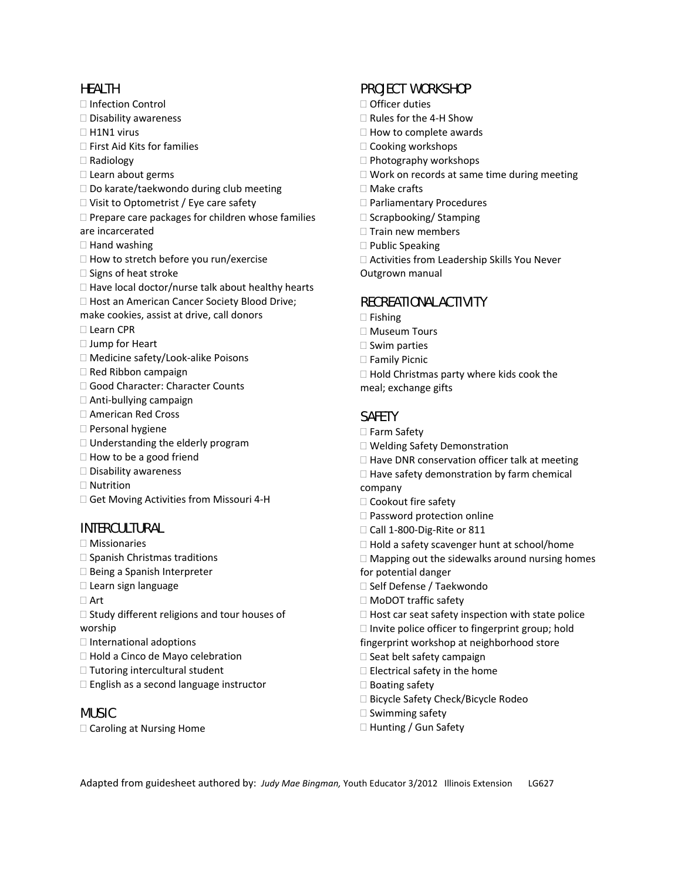## HEALTH

- Infection Control
- Disability awareness
- H1N1 virus
- First Aid Kits for families
- Radiology
- Learn about germs
- Do karate/taekwondo during club meeting
- Visit to Optometrist / Eye care safety
- Prepare care packages for children whose families are incarcerated
- Hand washing
- How to stretch before you run/exercise
- Signs of heat stroke
- Have local doctor/nurse talk about healthy hearts
- Host an American Cancer Society Blood Drive; make cookies, assist at drive, call donors
- Learn CPR
- Jump for Heart
- Medicine safety/Look-alike Poisons
- Red Ribbon campaign
- Good Character: Character Counts
- Anti-bullying campaign
- American Red Cross
- Personal hygiene
- Understanding the elderly program
- How to be a good friend
- Disability awareness
- Nutrition
- Get Moving Activities from Missouri 4-H

## INTERCULTURAL

- Missionaries
- Spanish Christmas traditions
- Being a Spanish Interpreter
- Learn sign language
- Art
- Study different religions and tour houses of worship
- International adoptions
- Hold a Cinco de Mayo celebration
- Tutoring intercultural student
- English as a second language instructor

## MUSIC

- Caroling at Nursing Home

## PROJECT WORKSHOP

- Officer duties
- Rules for the 4-H Show
- How to complete awards
- Cooking workshops
- Photography workshops
- Work on records at same time during meeting
- Make crafts
- Parliamentary Procedures
- Scrapbooking/ Stamping
- Train new members
- Public Speaking
- Activities from Leadership Skills You Never Outgrown manual

## RECREATIONAL ACTIVITY

- Fishing
- Museum Tours
- Swim parties
- Family Picnic
- Hold Christmas party where kids cook the meal; exchange gifts

## SAFETY

- Farm Safety
- Welding Safety Demonstration
- Have DNR conservation officer talk at meeting
- Have safety demonstration by farm chemical company
- Cookout fire safety
- Password protection online
- Call 1-800-Dig-Rite or 811
- Hold a safety scavenger hunt at school/home
- Mapping out the sidewalks around nursing homes for potential danger
- Self Defense / Taekwondo
- MoDOT traffic safety
- Host car seat safety inspection with state police
- Invite police officer to fingerprint group; hold fingerprint workshop at neighborhood store
- Seat belt safety campaign
- Electrical safety in the home
- Boating safety
- Bicycle Safety Check/Bicycle Rodeo
- Swimming safety
- Hunting / Gun Safety

Adapted from guidesheet authored by: *Judy Mae Bingman,* Youth Educator 3/2012 Illinois Extension LG627